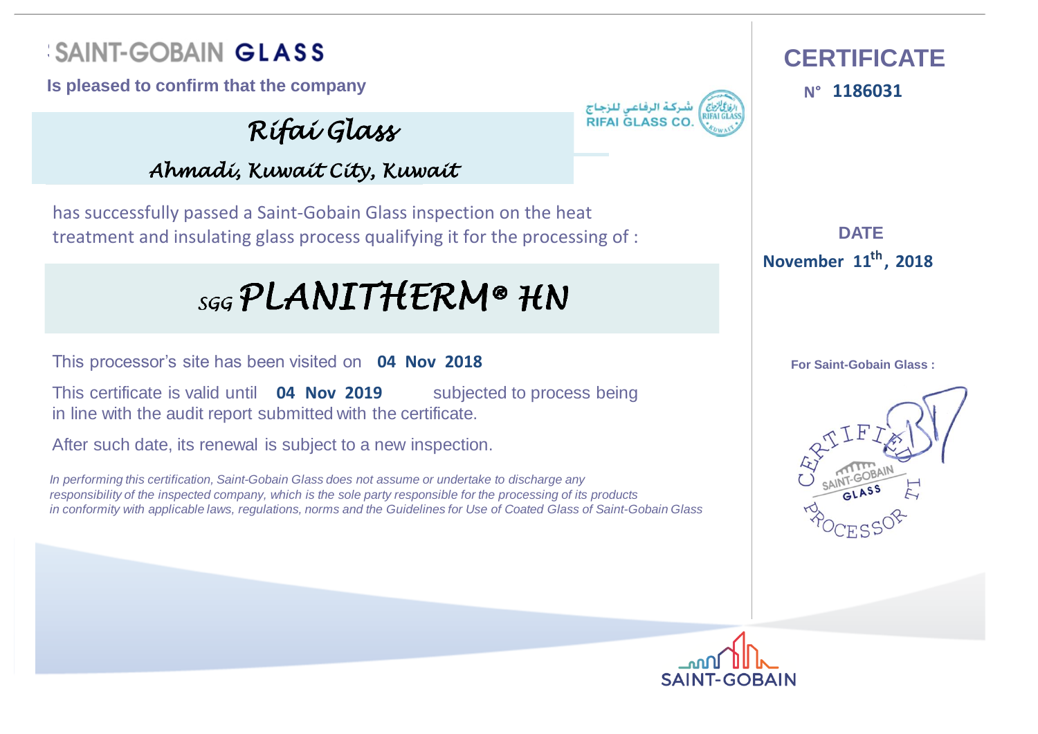# SAINT-GOBAIN GLASS

**Is pleased to confirm that the company**

شركة الرفاعي للزجاج
RIFAI GLASS CO.

## *Rifai Glass*

*Ahmadi, Kuwait City, Kuwait*

has successfully passed a Saint-Gobain Glass inspection on the heat treatment and insulating glass process qualifying it for the processing of :

## *SGG PLANITHERM® HN*

This processor's site has been visited on **04 Nov 2018**

This certificate is valid until **04 Nov 2019** subjected to process being in line with the audit report submitted with the certificate.

After such date, its renewal is subject to a new inspection.

*In performing this certification, Saint-Gobain Glass does not assume or undertake to discharge any responsibility of the inspected company, which is the sole party responsible for the processing of its products in conformity with applicable laws, regulations, norms and the Guidelines for Use of Coated Glass of Saint-Gobain Glass*

# CERTIFICATE

**N° 1186031**

**DATE**

**November 11th, 2018**

**For Saint-Gobain Glass :**

CERTIFIED PROCESSOR
SAINT-GOBAIN GLASS

SAINT-GOBAIN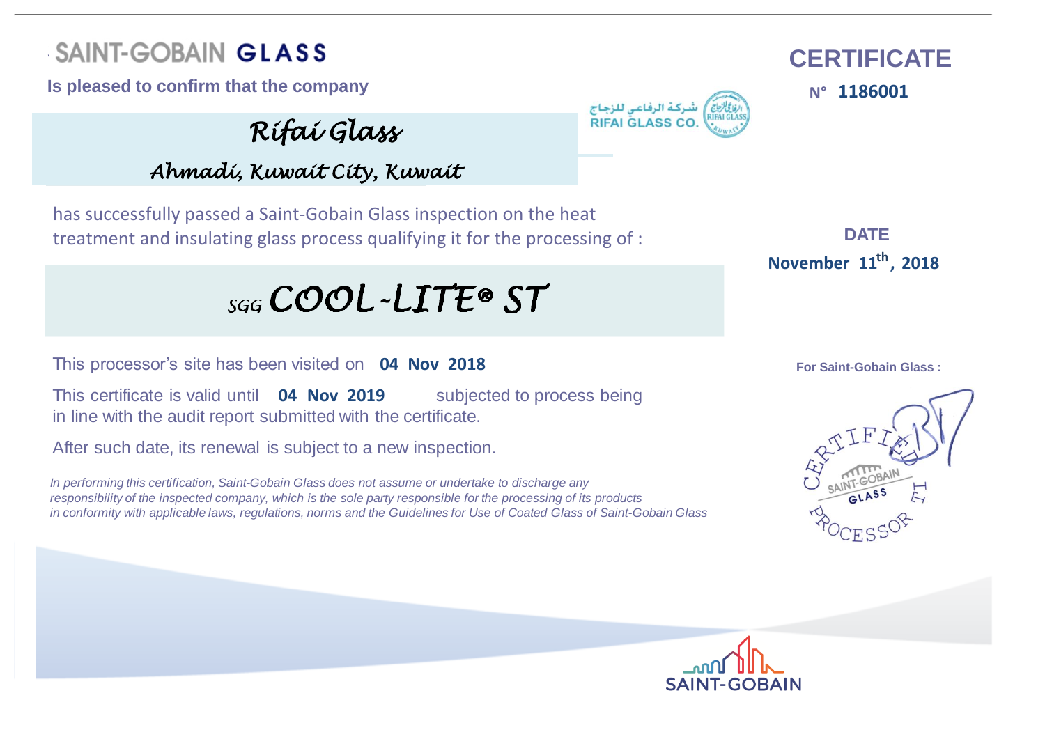# SAINT-GOBAIN GLASS

**Is pleased to confirm that the company**

شركة الرفاعي للزجاج
RIFAI GLASS CO.

## *Rifai Glass*

*Ahmadi, Kuwait City, Kuwait*

# CERTIFICATE

**N° 1186001**

has successfully passed a Saint-Gobain Glass inspection on the heat treatment and insulating glass process qualifying it for the processing of :

## *SGG COOL-LITE® ST*

**DATE**

**November 11th, 2018**

This processor's site has been visited on **04 Nov 2018**

This certificate is valid until **04 Nov 2019** subjected to process being in line with the audit report submitted with the certificate.

After such date, its renewal is subject to a new inspection.

*In performing this certification, Saint-Gobain Glass does not assume or undertake to discharge any responsibility of the inspected company, which is the sole party responsible for the processing of its products in conformity with applicable laws, regulations, norms and the Guidelines for Use of Coated Glass of Saint-Gobain Glass*

**For Saint-Gobain Glass :**

CERTIFIED PROCESSOR – SAINT-GOBAIN GLASS

SAINT-GOBAIN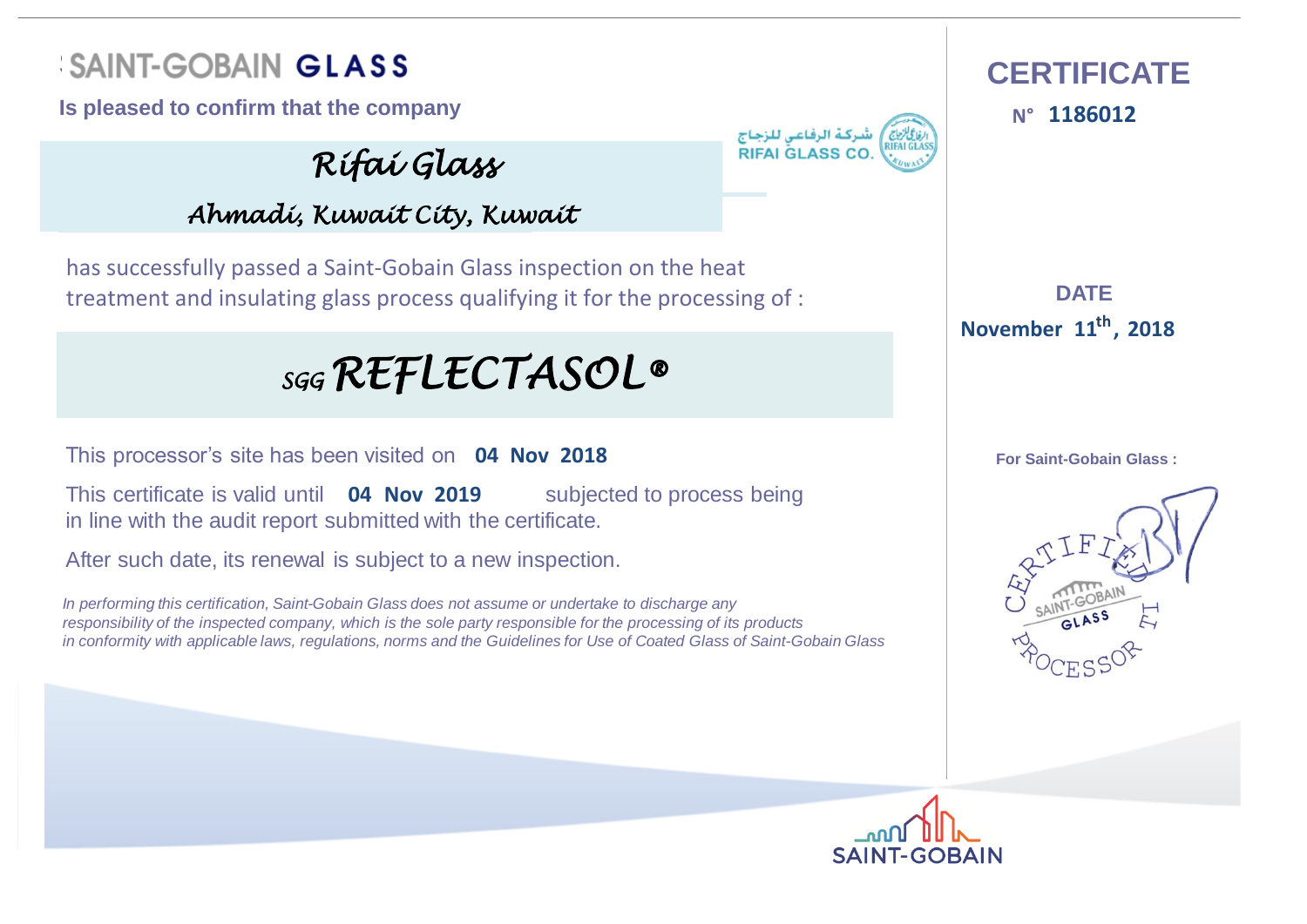SAINT-GOBAIN **GLASS**

**Is pleased to confirm that the company**

# *Rifai Glass*

*Ahmadi, Kuwait City, Kuwait*

شركة الرفاعي للزجاج
RIFAI GLASS CO.

# CERTIFICATE

**N° 1186012**

has successfully passed a Saint-Gobain Glass inspection on the heat treatment and insulating glass process qualifying it for the processing of :

# *SGG REFLECTASOL®*

**DATE**

**November 11th, 2018**

This processor's site has been visited on **04 Nov 2018**

This certificate is valid until **04 Nov 2019** subjected to process being in line with the audit report submitted with the certificate.

After such date, its renewal is subject to a new inspection.

*In performing this certification, Saint-Gobain Glass does not assume or undertake to discharge any responsibility of the inspected company, which is the sole party responsible for the processing of its products in conformity with applicable laws, regulations, norms and the Guidelines for Use of Coated Glass of Saint-Gobain Glass*

**For Saint-Gobain Glass :**

CERTIFIED PROCESSOR — SAINT-GOBAIN GLASS

SAINT-GOBAIN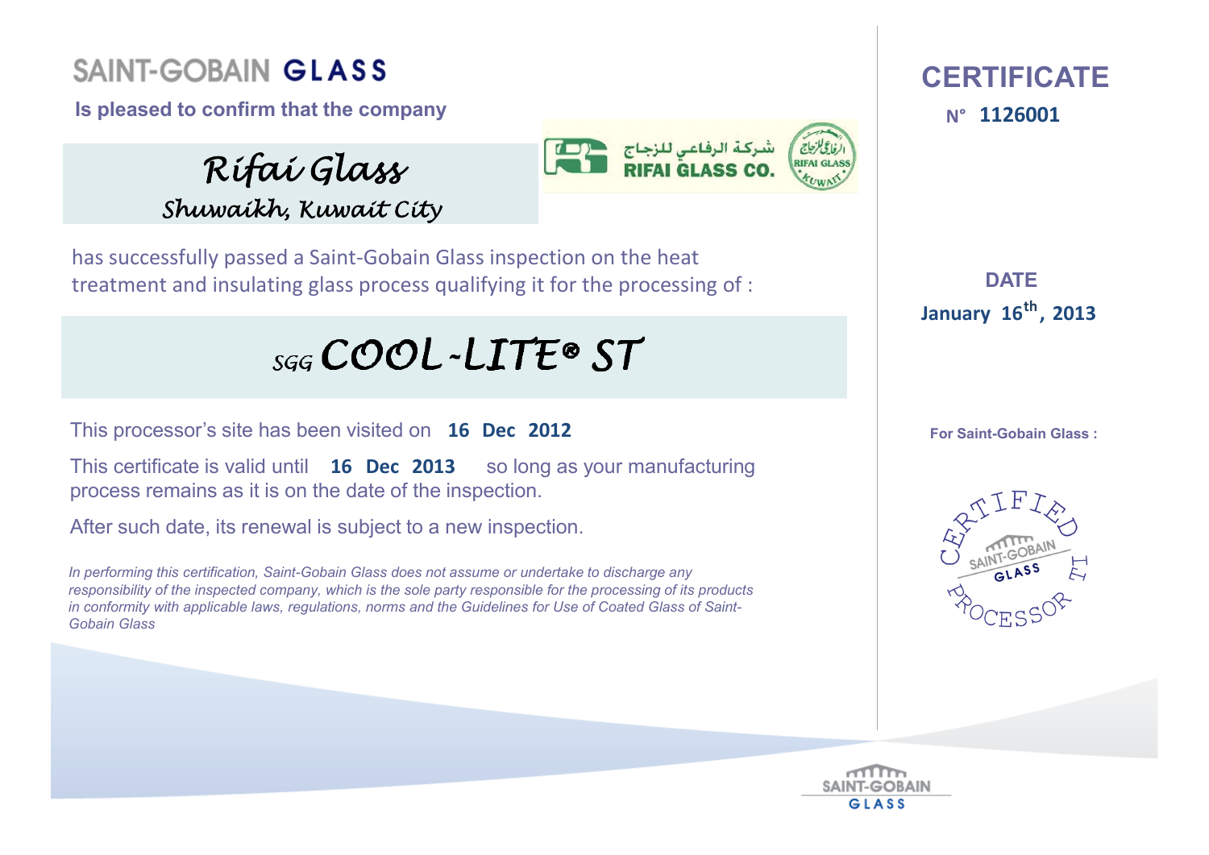# SAINT-GOBAIN GLASS

**Is pleased to confirm that the company**

*Rifai Glass*
*Shuwaikh, Kuwait City*

شركة الرفاعي للزجاج
RIFAI GLASS CO.

has successfully passed a Saint-Gobain Glass inspection on the heat treatment and insulating glass process qualifying it for the processing of :

## *SGG COOL-LITE® ST*

This processor's site has been visited on **16 Dec 2012**

This certificate is valid until **16 Dec 2013** so long as your manufacturing process remains as it is on the date of the inspection.

After such date, its renewal is subject to a new inspection.

*In performing this certification, Saint-Gobain Glass does not assume or undertake to discharge any responsibility of the inspected company, which is the sole party responsible for the processing of its products in conformity with applicable laws, regulations, norms and the Guidelines for Use of Coated Glass of Saint-Gobain Glass*

## CERTIFICATE

N° **1126001**

**DATE**
**January 16th, 2013**

**For Saint-Gobain Glass :**

CERTIFIED SAINT-GOBAIN GLASS PROCESSOR

SAINT-GOBAIN GLASS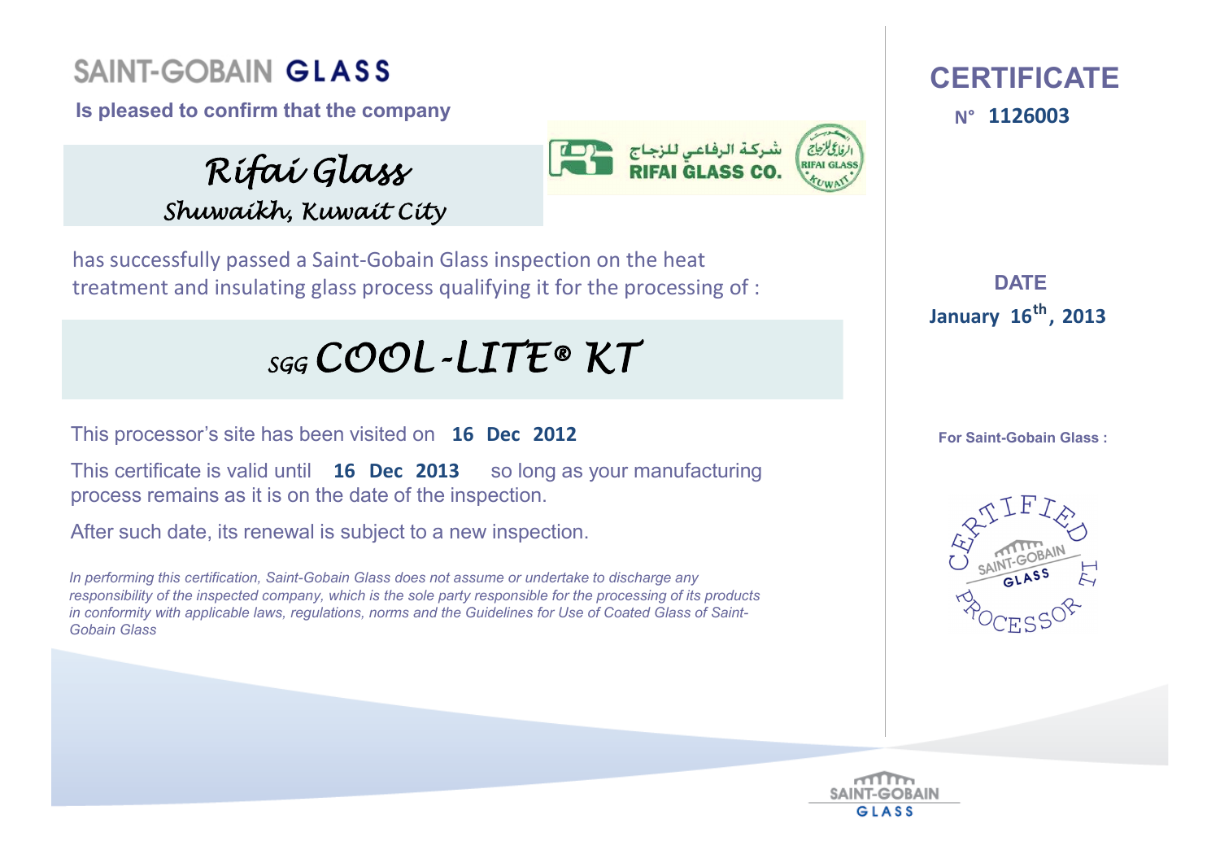# SAINT-GOBAIN GLASS

**Is pleased to confirm that the company**

*Rifai Glass*
*Shuwaikh, Kuwait City*

شركة الرفاعي للزجاج
RIFAI GLASS CO.

has successfully passed a Saint-Gobain Glass inspection on the heat treatment and insulating glass process qualifying it for the processing of :

## *SGG COOL-LITE® KT*

This processor's site has been visited on **16 Dec 2012**

This certificate is valid until **16 Dec 2013** so long as your manufacturing process remains as it is on the date of the inspection.

After such date, its renewal is subject to a new inspection.

*In performing this certification, Saint-Gobain Glass does not assume or undertake to discharge any responsibility of the inspected company, which is the sole party responsible for the processing of its products in conformity with applicable laws, regulations, norms and the Guidelines for Use of Coated Glass of Saint-Gobain Glass*

## CERTIFICATE

**N° 1126003**

**DATE**

**January 16th, 2013**

**For Saint-Gobain Glass :**

CERTIFIED PROCESSOR – SAINT-GOBAIN GLASS

SAINT-GOBAIN GLASS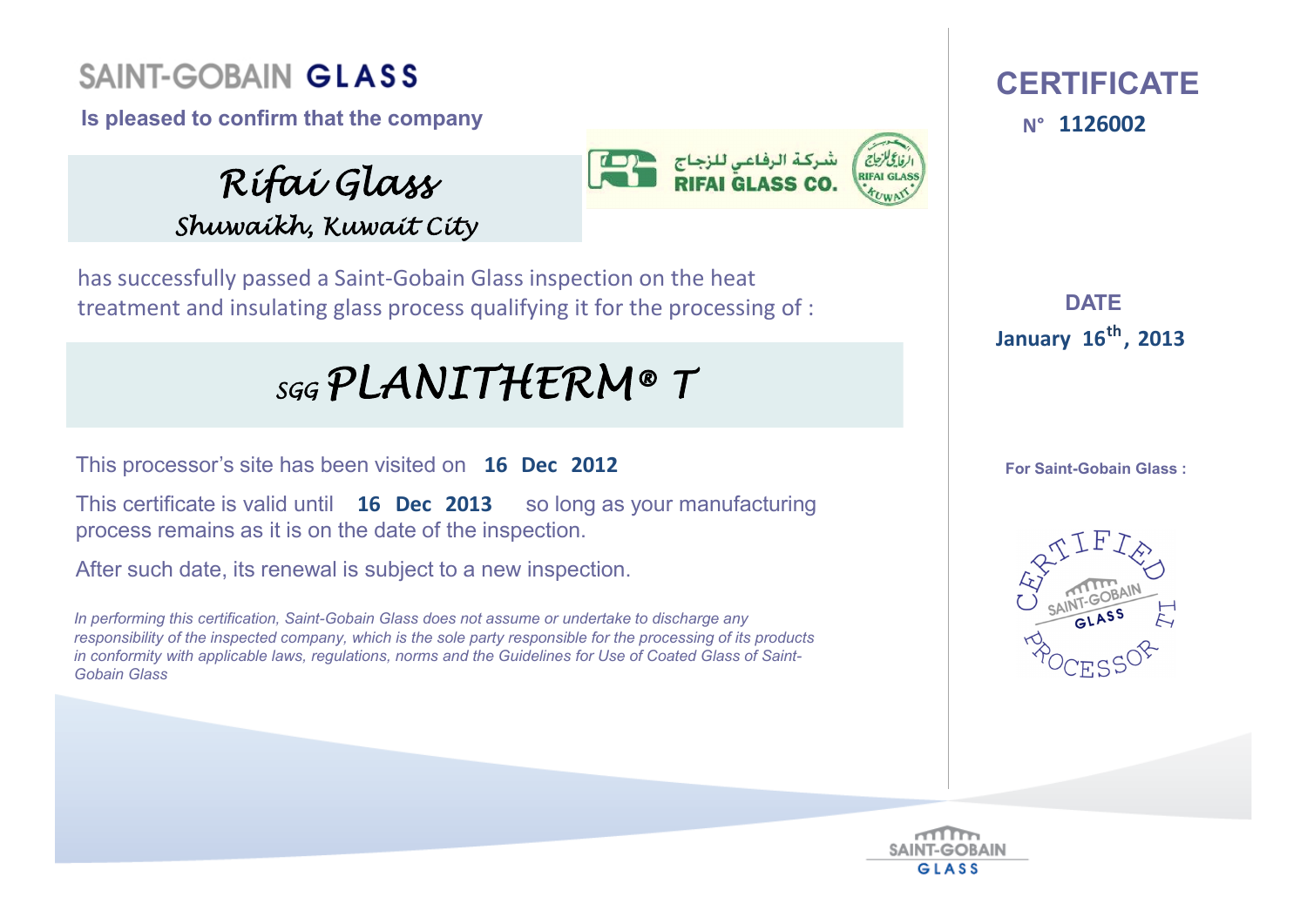SAINT-GOBAIN **GLASS**

**Is pleased to confirm that the company**

*Rifai Glass*
*Shuwaikh, Kuwait City*

شركة الرفاعي للزجاج
RIFAI GLASS CO.

has successfully passed a Saint-Gobain Glass inspection on the heat treatment and insulating glass process qualifying it for the processing of :

# *SGG PLANITHERM® T*

This processor's site has been visited on **16 Dec 2012**

This certificate is valid until **16 Dec 2013** so long as your manufacturing process remains as it is on the date of the inspection.

After such date, its renewal is subject to a new inspection.

*In performing this certification, Saint-Gobain Glass does not assume or undertake to discharge any responsibility of the inspected company, which is the sole party responsible for the processing of its products in conformity with applicable laws, regulations, norms and the Guidelines for Use of Coated Glass of Saint-Gobain Glass*

# CERTIFICATE

**N° 1126002**

**DATE**

**January 16th, 2013**

**For Saint-Gobain Glass :**

CERTIFIED SAINT-GOBAIN GLASS PROCESSOR

SAINT-GOBAIN GLASS